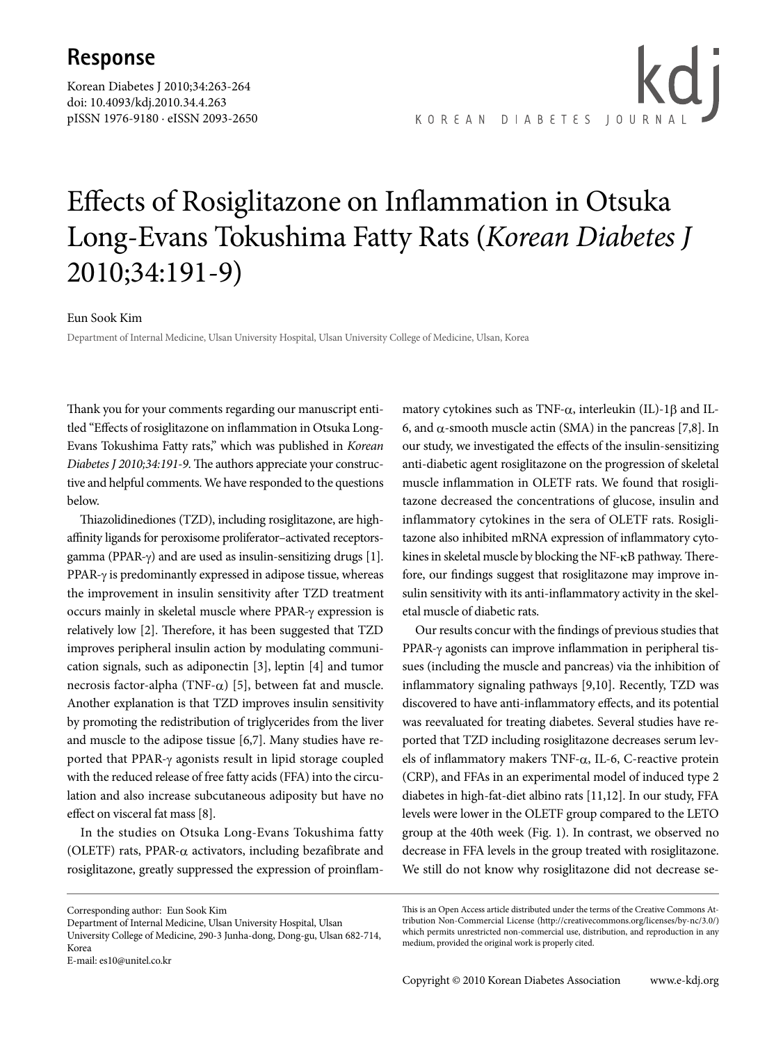## Response

Korean Diabetes J 2010;34:263-264
doi: 10.4093/kdj.2010.34.4.263
pISSN 1976-9180 · eISSN 2093-2650

# Effects of Rosiglitazone on Inflammation in Otsuka Long-Evans Tokushima Fatty Rats (*Korean Diabetes J* 2010;34:191-9)

Eun Sook Kim

Department of Internal Medicine, Ulsan University Hospital, Ulsan University College of Medicine, Ulsan, Korea

Thank you for your comments regarding our manuscript entitled "Effects of rosiglitazone on inflammation in Otsuka Long-Evans Tokushima Fatty rats," which was published in *Korean Diabetes J 2010;34:191-9*. The authors appreciate your constructive and helpful comments. We have responded to the questions below.

Thiazolidinediones (TZD), including rosiglitazone, are high-affinity ligands for peroxisome proliferator–activated receptors-gamma (PPAR-γ) and are used as insulin-sensitizing drugs [1]. PPAR-γ is predominantly expressed in adipose tissue, whereas the improvement in insulin sensitivity after TZD treatment occurs mainly in skeletal muscle where PPAR-γ expression is relatively low [2]. Therefore, it has been suggested that TZD improves peripheral insulin action by modulating communication signals, such as adiponectin [3], leptin [4] and tumor necrosis factor-alpha (TNF-α) [5], between fat and muscle. Another explanation is that TZD improves insulin sensitivity by promoting the redistribution of triglycerides from the liver and muscle to the adipose tissue [6,7]. Many studies have reported that PPAR-γ agonists result in lipid storage coupled with the reduced release of free fatty acids (FFA) into the circulation and also increase subcutaneous adiposity but have no effect on visceral fat mass [8].

In the studies on Otsuka Long-Evans Tokushima fatty (OLETF) rats, PPAR-α activators, including bezafibrate and rosiglitazone, greatly suppressed the expression of proinflammatory cytokines such as TNF-α, interleukin (IL)-1β and IL-6, and α-smooth muscle actin (SMA) in the pancreas [7,8]. In our study, we investigated the effects of the insulin-sensitizing anti-diabetic agent rosiglitazone on the progression of skeletal muscle inflammation in OLETF rats. We found that rosiglitazone decreased the concentrations of glucose, insulin and inflammatory cytokines in the sera of OLETF rats. Rosiglitazone also inhibited mRNA expression of inflammatory cytokines in skeletal muscle by blocking the NF-κB pathway. Therefore, our findings suggest that rosiglitazone may improve insulin sensitivity with its anti-inflammatory activity in the skeletal muscle of diabetic rats.

Our results concur with the findings of previous studies that PPAR-γ agonists can improve inflammation in peripheral tissues (including the muscle and pancreas) via the inhibition of inflammatory signaling pathways [9,10]. Recently, TZD was discovered to have anti-inflammatory effects, and its potential was reevaluated for treating diabetes. Several studies have reported that TZD including rosiglitazone decreases serum levels of inflammatory makers TNF-α, IL-6, C-reactive protein (CRP), and FFAs in an experimental model of induced type 2 diabetes in high-fat-diet albino rats [11,12]. In our study, FFA levels were lower in the OLETF group compared to the LETO group at the 40th week (Fig. 1). In contrast, we observed no decrease in FFA levels in the group treated with rosiglitazone. We still do not know why rosiglitazone did not decrease se-

Corresponding author: Eun Sook Kim
Department of Internal Medicine, Ulsan University Hospital, Ulsan University College of Medicine, 290-3 Junha-dong, Dong-gu, Ulsan 682-714, Korea
E-mail: es10@unitel.co.kr

This is an Open Access article distributed under the terms of the Creative Commons Attribution Non-Commercial License (http://creativecommons.org/licenses/by-nc/3.0/) which permits unrestricted non-commercial use, distribution, and reproduction in any medium, provided the original work is properly cited.

Copyright © 2010 Korean Diabetes Association www.e-kdj.org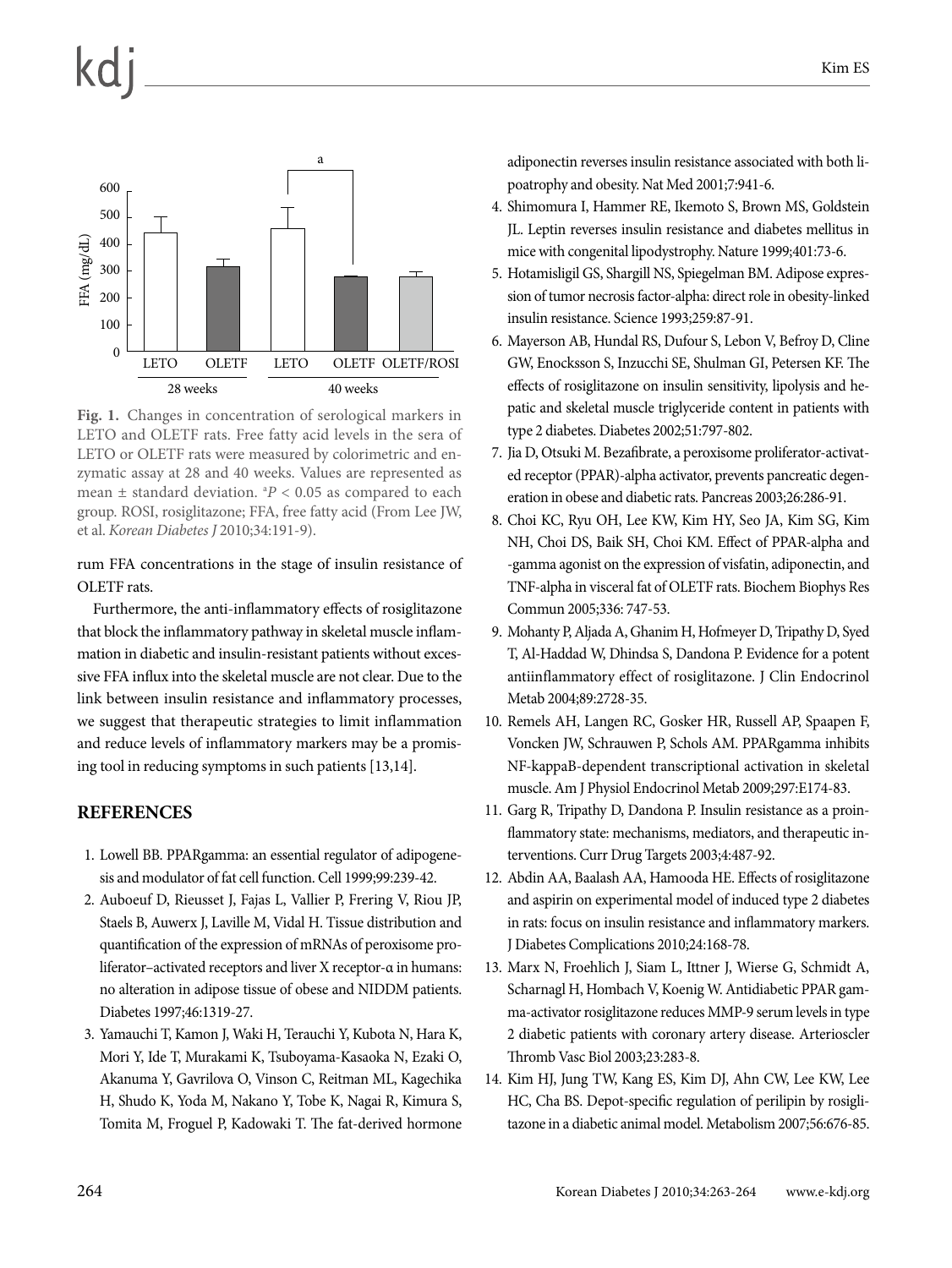a

600
500
400
300
200
100
0

FFA (mg/dL)

LETO OLETF LETO OLETF OLETF/ROSI

28 weeks 40 weeks

**Fig. 1.** Changes in concentration of serological markers in LETO and OLETF rats. Free fatty acid levels in the sera of LETO or OLETF rats were measured by colorimetric and enzymatic assay at 28 and 40 weeks. Values are represented as mean ± standard deviation. [a]$P < 0.05$ as compared to each group. ROSI, rosiglitazone; FFA, free fatty acid (From Lee JW, et al. *Korean Diabetes J* 2010;34:191-9).

rum FFA concentrations in the stage of insulin resistance of OLETF rats.

Furthermore, the anti-inflammatory effects of rosiglitazone that block the inflammatory pathway in skeletal muscle inflammation in diabetic and insulin-resistant patients without excessive FFA influx into the skeletal muscle are not clear. Due to the link between insulin resistance and inflammatory processes, we suggest that therapeutic strategies to limit inflammation and reduce levels of inflammatory markers may be a promising tool in reducing symptoms in such patients [13,14].

## REFERENCES

1. Lowell BB. PPARgamma: an essential regulator of adipogenesis and modulator of fat cell function. Cell 1999;99:239-42.
2. Auboeuf D, Rieusset J, Fajas L, Vallier P, Frering V, Riou JP, Staels B, Auwerx J, Laville M, Vidal H. Tissue distribution and quantification of the expression of mRNAs of peroxisome proliferator–activated receptors and liver X receptor-α in humans: no alteration in adipose tissue of obese and NIDDM patients. Diabetes 1997;46:1319-27.
3. Yamauchi T, Kamon J, Waki H, Terauchi Y, Kubota N, Hara K, Mori Y, Ide T, Murakami K, Tsuboyama-Kasaoka N, Ezaki O, Akanuma Y, Gavrilova O, Vinson C, Reitman ML, Kagechika H, Shudo K, Yoda M, Nakano Y, Tobe K, Nagai R, Kimura S, Tomita M, Froguel P, Kadowaki T. The fat-derived hormone adiponectin reverses insulin resistance associated with both lipoatrophy and obesity. Nat Med 2001;7:941-6.
4. Shimomura I, Hammer RE, Ikemoto S, Brown MS, Goldstein JL. Leptin reverses insulin resistance and diabetes mellitus in mice with congenital lipodystrophy. Nature 1999;401:73-6.
5. Hotamisligil GS, Shargill NS, Spiegelman BM. Adipose expression of tumor necrosis factor-alpha: direct role in obesity-linked insulin resistance. Science 1993;259:87-91.
6. Mayerson AB, Hundal RS, Dufour S, Lebon V, Befroy D, Cline GW, Enocksson S, Inzucchi SE, Shulman GI, Petersen KF. The effects of rosiglitazone on insulin sensitivity, lipolysis and hepatic and skeletal muscle triglyceride content in patients with type 2 diabetes. Diabetes 2002;51:797-802.
7. Jia D, Otsuki M. Bezafibrate, a peroxisome proliferator-activated receptor (PPAR)-alpha activator, prevents pancreatic degeneration in obese and diabetic rats. Pancreas 2003;26:286-91.
8. Choi KC, Ryu OH, Lee KW, Kim HY, Seo JA, Kim SG, Kim NH, Choi DS, Baik SH, Choi KM. Effect of PPAR-alpha and -gamma agonist on the expression of visfatin, adiponectin, and TNF-alpha in visceral fat of OLETF rats. Biochem Biophys Res Commun 2005;336: 747-53.
9. Mohanty P, Aljada A, Ghanim H, Hofmeyer D, Tripathy D, Syed T, Al-Haddad W, Dhindsa S, Dandona P. Evidence for a potent antiinflammatory effect of rosiglitazone. J Clin Endocrinol Metab 2004;89:2728-35.
10. Remels AH, Langen RC, Gosker HR, Russell AP, Spaapen F, Voncken JW, Schrauwen P, Schols AM. PPARgamma inhibits NF-kappaB-dependent transcriptional activation in skeletal muscle. Am J Physiol Endocrinol Metab 2009;297:E174-83.
11. Garg R, Tripathy D, Dandona P. Insulin resistance as a proinflammatory state: mechanisms, mediators, and therapeutic interventions. Curr Drug Targets 2003;4:487-92.
12. Abdin AA, Baalash AA, Hamooda HE. Effects of rosiglitazone and aspirin on experimental model of induced type 2 diabetes in rats: focus on insulin resistance and inflammatory markers. J Diabetes Complications 2010;24:168-78.
13. Marx N, Froehlich J, Siam L, Ittner J, Wierse G, Schmidt A, Scharnagl H, Hombach V, Koenig W. Antidiabetic PPAR gamma-activator rosiglitazone reduces MMP-9 serum levels in type 2 diabetic patients with coronary artery disease. Arterioscler Thromb Vasc Biol 2003;23:283-8.
14. Kim HJ, Jung TW, Kang ES, Kim DJ, Ahn CW, Lee KW, Lee HC, Cha BS. Depot-specific regulation of perilipin by rosiglitazone in a diabetic animal model. Metabolism 2007;56:676-85.